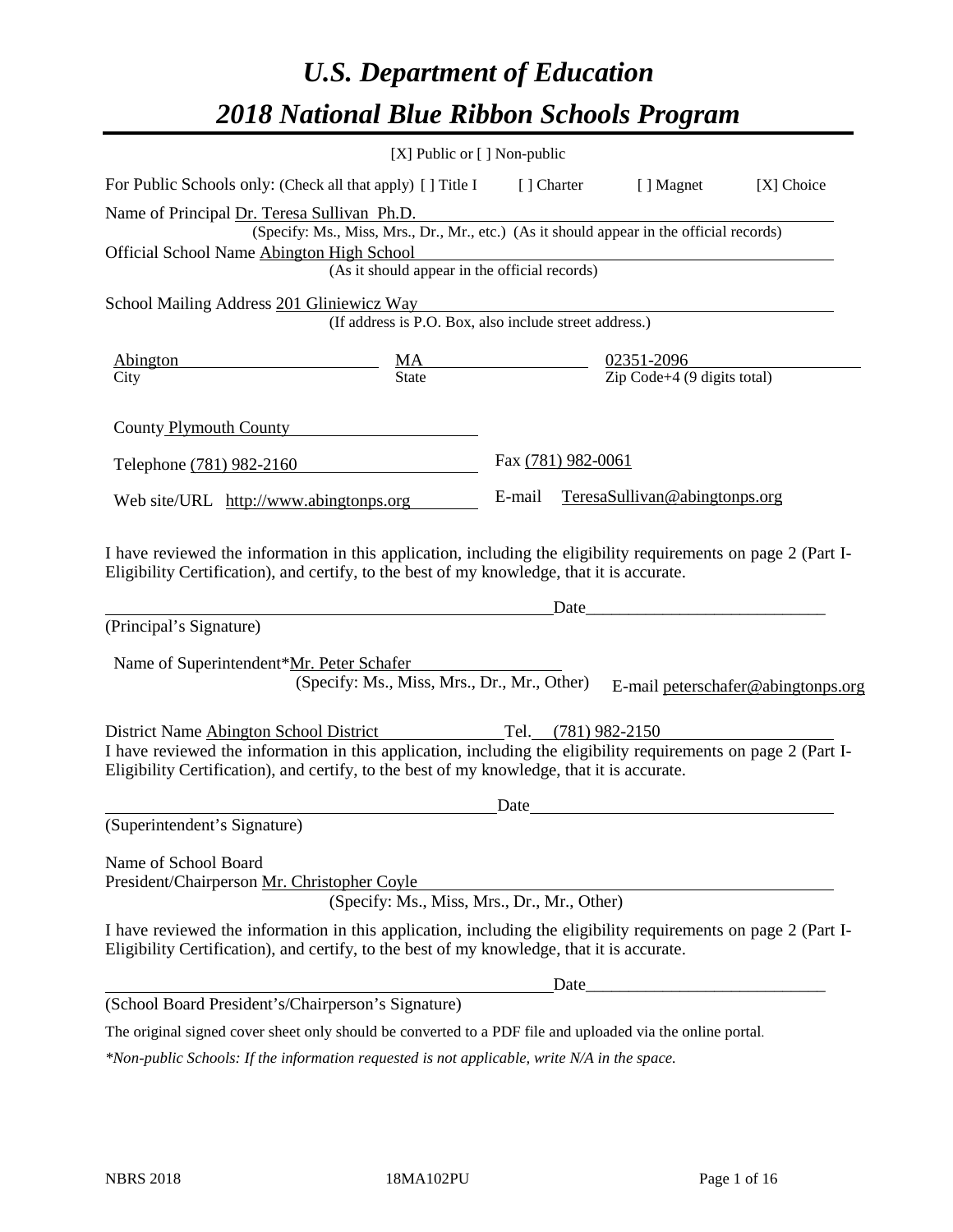# *U.S. Department of Education*
# *2018 National Blue Ribbon Schools Program*

[X] Public or [ ] Non-public

For Public Schools only: (Check all that apply) [ ] Title I [ ] Charter [ ] Magnet [X] Choice

Name of Principal Dr. Teresa Sullivan Ph.D.
(Specify: Ms., Miss, Mrs., Dr., Mr., etc.) (As it should appear in the official records)

Official School Name Abington High School
(As it should appear in the official records)

School Mailing Address 201 Gliniewicz Way
(If address is P.O. Box, also include street address.)

| Abington | MA | 02351-2096 |
|---|---|---|
| City | State | Zip Code+4 (9 digits total) |

County Plymouth County

Telephone (781) 982-2160 Fax (781) 982-0061

Web site/URL http://www.abingtonps.org E-mail TeresaSullivan@abingtonps.org

I have reviewed the information in this application, including the eligibility requirements on page 2 (Part I-Eligibility Certification), and certify, to the best of my knowledge, that it is accurate.

_______________________________________________ Date___________________________
(Principal's Signature)

Name of Superintendent* Mr. Peter Schafer
(Specify: Ms., Miss, Mrs., Dr., Mr., Other) E-mail peterschafer@abingtonps.org

District Name Abington School District Tel. (781) 982-2150

I have reviewed the information in this application, including the eligibility requirements on page 2 (Part I-Eligibility Certification), and certify, to the best of my knowledge, that it is accurate.

_______________________________________________ Date___________________________
(Superintendent's Signature)

Name of School Board
President/Chairperson Mr. Christopher Coyle
(Specify: Ms., Miss, Mrs., Dr., Mr., Other)

I have reviewed the information in this application, including the eligibility requirements on page 2 (Part I-Eligibility Certification), and certify, to the best of my knowledge, that it is accurate.

_______________________________________________ Date___________________________
(School Board President's/Chairperson's Signature)

The original signed cover sheet only should be converted to a PDF file and uploaded via the online portal.

*\*Non-public Schools: If the information requested is not applicable, write N/A in the space.*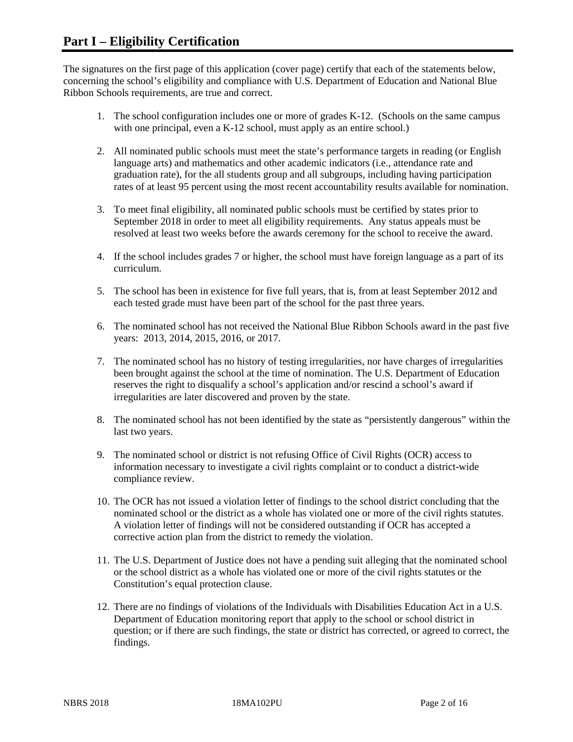# Part I – Eligibility Certification

The signatures on the first page of this application (cover page) certify that each of the statements below, concerning the school's eligibility and compliance with U.S. Department of Education and National Blue Ribbon Schools requirements, are true and correct.

1. The school configuration includes one or more of grades K-12. (Schools on the same campus with one principal, even a K-12 school, must apply as an entire school.)
2. All nominated public schools must meet the state's performance targets in reading (or English language arts) and mathematics and other academic indicators (i.e., attendance rate and graduation rate), for the all students group and all subgroups, including having participation rates of at least 95 percent using the most recent accountability results available for nomination.
3. To meet final eligibility, all nominated public schools must be certified by states prior to September 2018 in order to meet all eligibility requirements. Any status appeals must be resolved at least two weeks before the awards ceremony for the school to receive the award.
4. If the school includes grades 7 or higher, the school must have foreign language as a part of its curriculum.
5. The school has been in existence for five full years, that is, from at least September 2012 and each tested grade must have been part of the school for the past three years.
6. The nominated school has not received the National Blue Ribbon Schools award in the past five years: 2013, 2014, 2015, 2016, or 2017.
7. The nominated school has no history of testing irregularities, nor have charges of irregularities been brought against the school at the time of nomination. The U.S. Department of Education reserves the right to disqualify a school's application and/or rescind a school's award if irregularities are later discovered and proven by the state.
8. The nominated school has not been identified by the state as "persistently dangerous" within the last two years.
9. The nominated school or district is not refusing Office of Civil Rights (OCR) access to information necessary to investigate a civil rights complaint or to conduct a district-wide compliance review.
10. The OCR has not issued a violation letter of findings to the school district concluding that the nominated school or the district as a whole has violated one or more of the civil rights statutes. A violation letter of findings will not be considered outstanding if OCR has accepted a corrective action plan from the district to remedy the violation.
11. The U.S. Department of Justice does not have a pending suit alleging that the nominated school or the school district as a whole has violated one or more of the civil rights statutes or the Constitution's equal protection clause.
12. There are no findings of violations of the Individuals with Disabilities Education Act in a U.S. Department of Education monitoring report that apply to the school or school district in question; or if there are such findings, the state or district has corrected, or agreed to correct, the findings.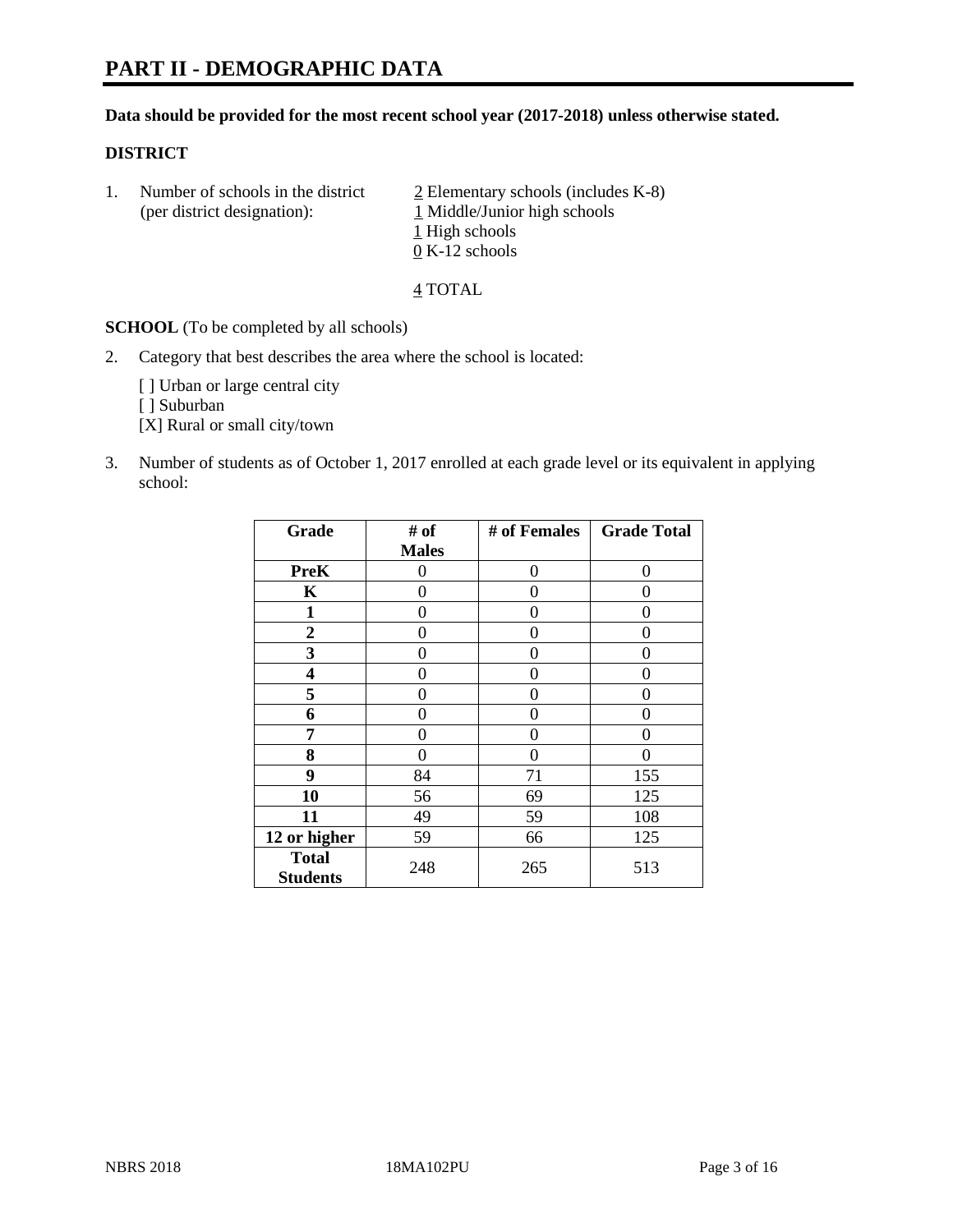# PART II - DEMOGRAPHIC DATA

**Data should be provided for the most recent school year (2017-2018) unless otherwise stated.**

## DISTRICT

1. Number of schools in the district (per district designation):
   2 Elementary schools (includes K-8)
   1 Middle/Junior high schools
   1 High schools
   0 K-12 schools

   4 TOTAL

**SCHOOL** (To be completed by all schools)

2. Category that best describes the area where the school is located:

   [ ] Urban or large central city
   [ ] Suburban
   [X] Rural or small city/town

3. Number of students as of October 1, 2017 enrolled at each grade level or its equivalent in applying school:

| Grade | # of Males | # of Females | Grade Total |
|---|---|---|---|
| PreK | 0 | 0 | 0 |
| K | 0 | 0 | 0 |
| 1 | 0 | 0 | 0 |
| 2 | 0 | 0 | 0 |
| 3 | 0 | 0 | 0 |
| 4 | 0 | 0 | 0 |
| 5 | 0 | 0 | 0 |
| 6 | 0 | 0 | 0 |
| 7 | 0 | 0 | 0 |
| 8 | 0 | 0 | 0 |
| 9 | 84 | 71 | 155 |
| 10 | 56 | 69 | 125 |
| 11 | 49 | 59 | 108 |
| 12 or higher | 59 | 66 | 125 |
| Total Students | 248 | 265 | 513 |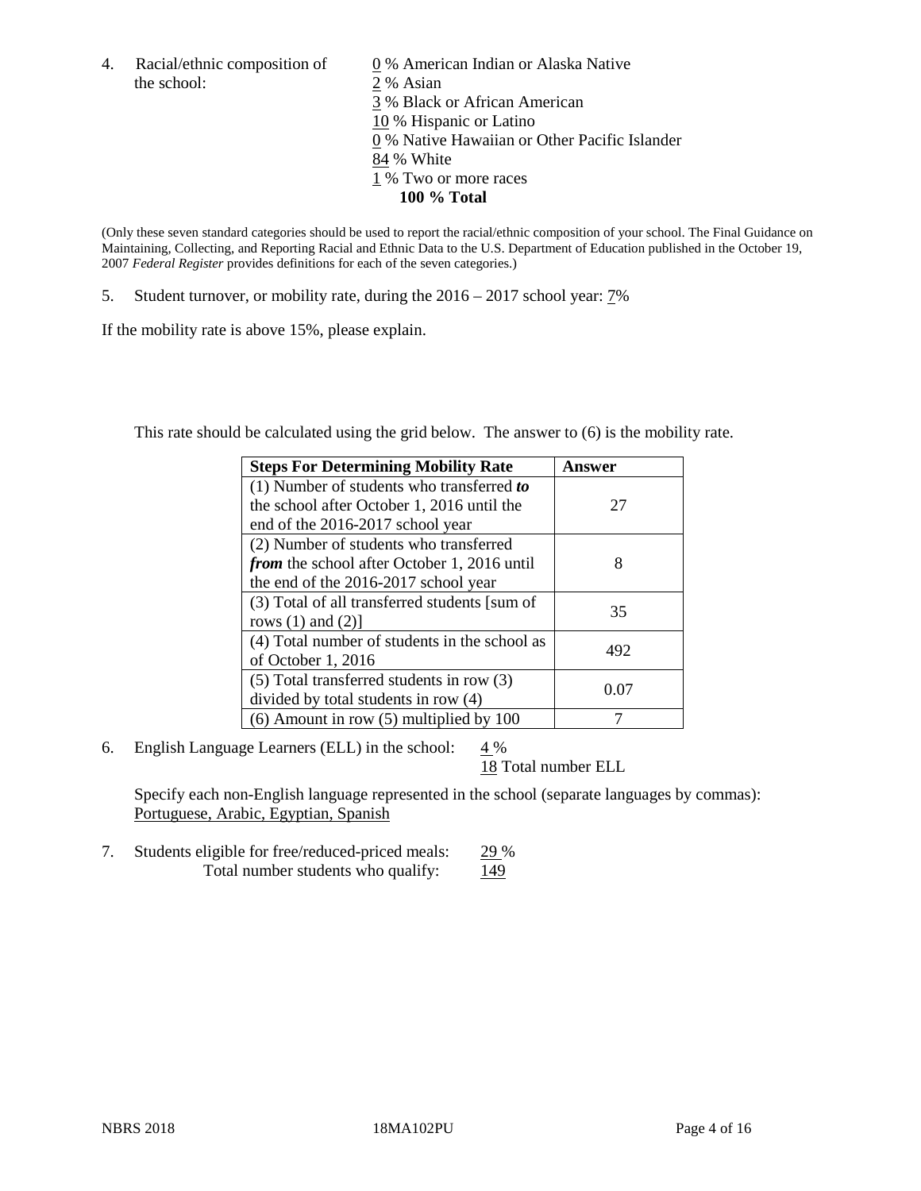4. Racial/ethnic composition of the school:

   0 % American Indian or Alaska Native
   2 % Asian
   3 % Black or African American
   10 % Hispanic or Latino
   0 % Native Hawaiian or Other Pacific Islander
   84 % White
   1 % Two or more races
   **100 % Total**

(Only these seven standard categories should be used to report the racial/ethnic composition of your school. The Final Guidance on Maintaining, Collecting, and Reporting Racial and Ethnic Data to the U.S. Department of Education published in the October 19, 2007 *Federal Register* provides definitions for each of the seven categories.)

5. Student turnover, or mobility rate, during the 2016 – 2017 school year: 7%

If the mobility rate is above 15%, please explain.

This rate should be calculated using the grid below. The answer to (6) is the mobility rate.

| **Steps For Determining Mobility Rate** | **Answer** |
| --- | --- |
| (1) Number of students who transferred ***to*** the school after October 1, 2016 until the end of the 2016-2017 school year | 27 |
| (2) Number of students who transferred ***from*** the school after October 1, 2016 until the end of the 2016-2017 school year | 8 |
| (3) Total of all transferred students [sum of rows (1) and (2)] | 35 |
| (4) Total number of students in the school as of October 1, 2016 | 492 |
| (5) Total transferred students in row (3) divided by total students in row (4) | 0.07 |
| (6) Amount in row (5) multiplied by 100 | 7 |

6. English Language Learners (ELL) in the school: 4 %
   18 Total number ELL

   Specify each non-English language represented in the school (separate languages by commas):
   Portuguese, Arabic, Egyptian, Spanish

7. Students eligible for free/reduced-priced meals: 29 %
   Total number students who qualify: 149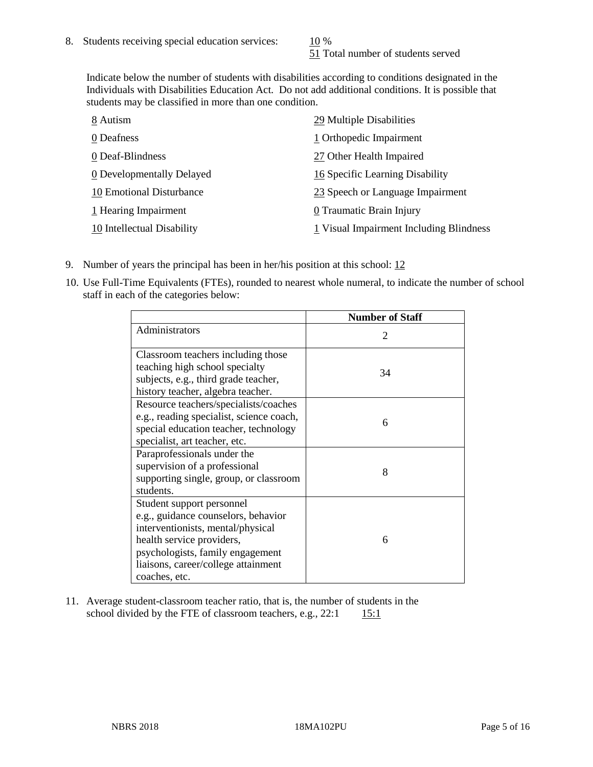8. Students receiving special education services: 10 %
   51 Total number of students served

   Indicate below the number of students with disabilities according to conditions designated in the Individuals with Disabilities Education Act. Do not add additional conditions. It is possible that students may be classified in more than one condition.

   8 Autism
   0 Deafness
   0 Deaf-Blindness
   0 Developmentally Delayed
   10 Emotional Disturbance
   1 Hearing Impairment
   10 Intellectual Disability
   29 Multiple Disabilities
   1 Orthopedic Impairment
   27 Other Health Impaired
   16 Specific Learning Disability
   23 Speech or Language Impairment
   0 Traumatic Brain Injury
   1 Visual Impairment Including Blindness

9. Number of years the principal has been in her/his position at this school: 12

10. Use Full-Time Equivalents (FTEs), rounded to nearest whole numeral, to indicate the number of school staff in each of the categories below:

|  | Number of Staff |
|---|---|
| Administrators | 2 |
| Classroom teachers including those teaching high school specialty subjects, e.g., third grade teacher, history teacher, algebra teacher. | 34 |
| Resource teachers/specialists/coaches e.g., reading specialist, science coach, special education teacher, technology specialist, art teacher, etc. | 6 |
| Paraprofessionals under the supervision of a professional supporting single, group, or classroom students. | 8 |
| Student support personnel e.g., guidance counselors, behavior interventionists, mental/physical health service providers, psychologists, family engagement liaisons, career/college attainment coaches, etc. | 6 |

11. Average student-classroom teacher ratio, that is, the number of students in the school divided by the FTE of classroom teachers, e.g., 22:1 15:1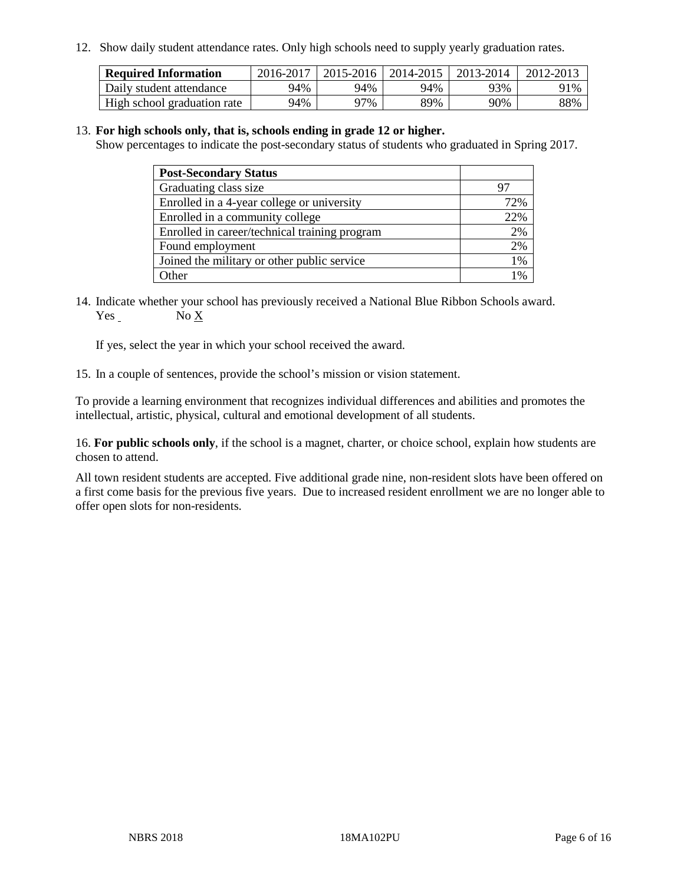12. Show daily student attendance rates. Only high schools need to supply yearly graduation rates.

| Required Information | 2016-2017 | 2015-2016 | 2014-2015 | 2013-2014 | 2012-2013 |
|---|---|---|---|---|---|
| Daily student attendance | 94% | 94% | 94% | 93% | 91% |
| High school graduation rate | 94% | 97% | 89% | 90% | 88% |

13. **For high schools only, that is, schools ending in grade 12 or higher.**
Show percentages to indicate the post-secondary status of students who graduated in Spring 2017.

| Post-Secondary Status | |
|---|---|
| Graduating class size | 97 |
| Enrolled in a 4-year college or university | 72% |
| Enrolled in a community college | 22% |
| Enrolled in career/technical training program | 2% |
| Found employment | 2% |
| Joined the military or other public service | 1% |
| Other | 1% |

14. Indicate whether your school has previously received a National Blue Ribbon Schools award.
Yes ___ No X

If yes, select the year in which your school received the award.

15. In a couple of sentences, provide the school's mission or vision statement.

To provide a learning environment that recognizes individual differences and abilities and promotes the intellectual, artistic, physical, cultural and emotional development of all students.

16. **For public schools only**, if the school is a magnet, charter, or choice school, explain how students are chosen to attend.

All town resident students are accepted. Five additional grade nine, non-resident slots have been offered on a first come basis for the previous five years. Due to increased resident enrollment we are no longer able to offer open slots for non-residents.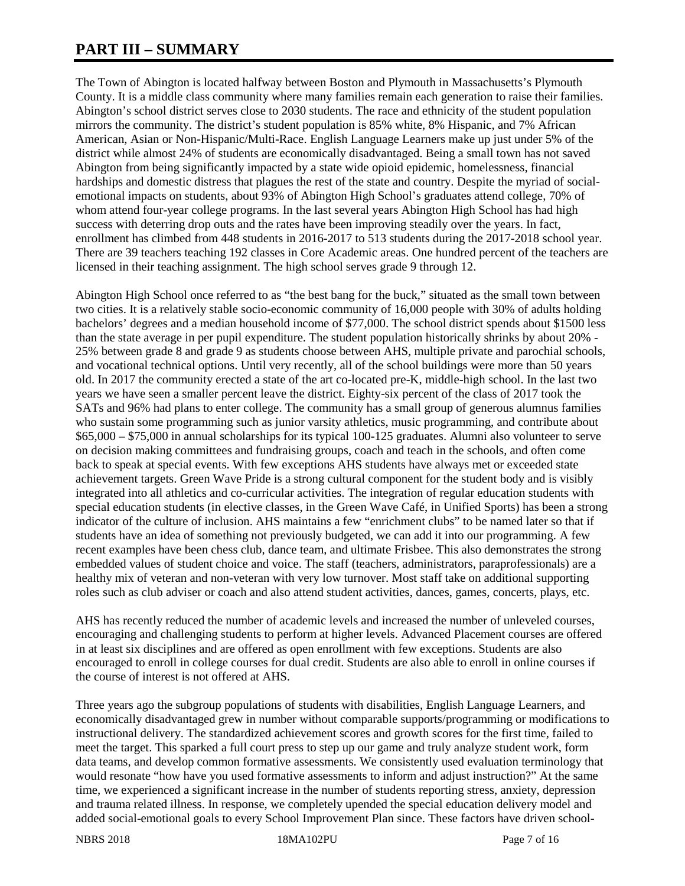# PART III – SUMMARY

The Town of Abington is located halfway between Boston and Plymouth in Massachusetts's Plymouth County. It is a middle class community where many families remain each generation to raise their families. Abington's school district serves close to 2030 students. The race and ethnicity of the student population mirrors the community. The district's student population is 85% white, 8% Hispanic, and 7% African American, Asian or Non-Hispanic/Multi-Race. English Language Learners make up just under 5% of the district while almost 24% of students are economically disadvantaged. Being a small town has not saved Abington from being significantly impacted by a state wide opioid epidemic, homelessness, financial hardships and domestic distress that plagues the rest of the state and country. Despite the myriad of social-emotional impacts on students, about 93% of Abington High School's graduates attend college, 70% of whom attend four-year college programs. In the last several years Abington High School has had high success with deterring drop outs and the rates have been improving steadily over the years. In fact, enrollment has climbed from 448 students in 2016-2017 to 513 students during the 2017-2018 school year. There are 39 teachers teaching 192 classes in Core Academic areas. One hundred percent of the teachers are licensed in their teaching assignment. The high school serves grade 9 through 12.

Abington High School once referred to as "the best bang for the buck," situated as the small town between two cities. It is a relatively stable socio-economic community of 16,000 people with 30% of adults holding bachelors' degrees and a median household income of $77,000. The school district spends about $1500 less than the state average in per pupil expenditure. The student population historically shrinks by about 20% - 25% between grade 8 and grade 9 as students choose between AHS, multiple private and parochial schools, and vocational technical options. Until very recently, all of the school buildings were more than 50 years old. In 2017 the community erected a state of the art co-located pre-K, middle-high school. In the last two years we have seen a smaller percent leave the district. Eighty-six percent of the class of 2017 took the SATs and 96% had plans to enter college. The community has a small group of generous alumnus families who sustain some programming such as junior varsity athletics, music programming, and contribute about $65,000 – $75,000 in annual scholarships for its typical 100-125 graduates. Alumni also volunteer to serve on decision making committees and fundraising groups, coach and teach in the schools, and often come back to speak at special events. With few exceptions AHS students have always met or exceeded state achievement targets. Green Wave Pride is a strong cultural component for the student body and is visibly integrated into all athletics and co-curricular activities. The integration of regular education students with special education students (in elective classes, in the Green Wave Café, in Unified Sports) has been a strong indicator of the culture of inclusion. AHS maintains a few "enrichment clubs" to be named later so that if students have an idea of something not previously budgeted, we can add it into our programming. A few recent examples have been chess club, dance team, and ultimate Frisbee. This also demonstrates the strong embedded values of student choice and voice. The staff (teachers, administrators, paraprofessionals) are a healthy mix of veteran and non-veteran with very low turnover. Most staff take on additional supporting roles such as club adviser or coach and also attend student activities, dances, games, concerts, plays, etc.

AHS has recently reduced the number of academic levels and increased the number of unleveled courses, encouraging and challenging students to perform at higher levels. Advanced Placement courses are offered in at least six disciplines and are offered as open enrollment with few exceptions. Students are also encouraged to enroll in college courses for dual credit. Students are also able to enroll in online courses if the course of interest is not offered at AHS.

Three years ago the subgroup populations of students with disabilities, English Language Learners, and economically disadvantaged grew in number without comparable supports/programming or modifications to instructional delivery. The standardized achievement scores and growth scores for the first time, failed to meet the target. This sparked a full court press to step up our game and truly analyze student work, form data teams, and develop common formative assessments. We consistently used evaluation terminology that would resonate "how have you used formative assessments to inform and adjust instruction?" At the same time, we experienced a significant increase in the number of students reporting stress, anxiety, depression and trauma related illness. In response, we completely upended the special education delivery model and added social-emotional goals to every School Improvement Plan since. These factors have driven school-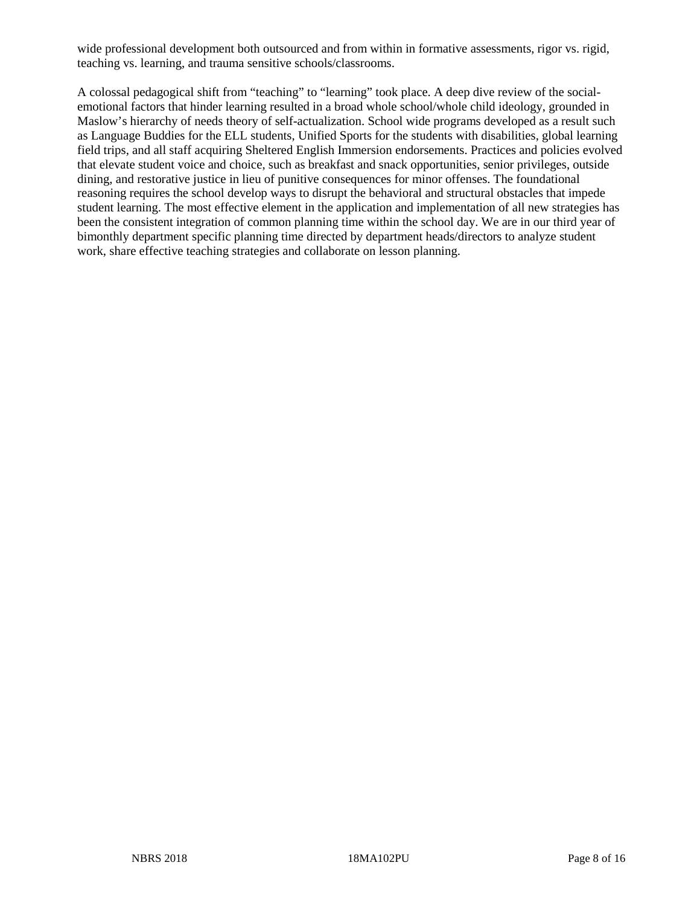wide professional development both outsourced and from within in formative assessments, rigor vs. rigid, teaching vs. learning, and trauma sensitive schools/classrooms.

A colossal pedagogical shift from "teaching" to "learning" took place. A deep dive review of the social-emotional factors that hinder learning resulted in a broad whole school/whole child ideology, grounded in Maslow's hierarchy of needs theory of self-actualization. School wide programs developed as a result such as Language Buddies for the ELL students, Unified Sports for the students with disabilities, global learning field trips, and all staff acquiring Sheltered English Immersion endorsements. Practices and policies evolved that elevate student voice and choice, such as breakfast and snack opportunities, senior privileges, outside dining, and restorative justice in lieu of punitive consequences for minor offenses. The foundational reasoning requires the school develop ways to disrupt the behavioral and structural obstacles that impede student learning. The most effective element in the application and implementation of all new strategies has been the consistent integration of common planning time within the school day. We are in our third year of bimonthly department specific planning time directed by department heads/directors to analyze student work, share effective teaching strategies and collaborate on lesson planning.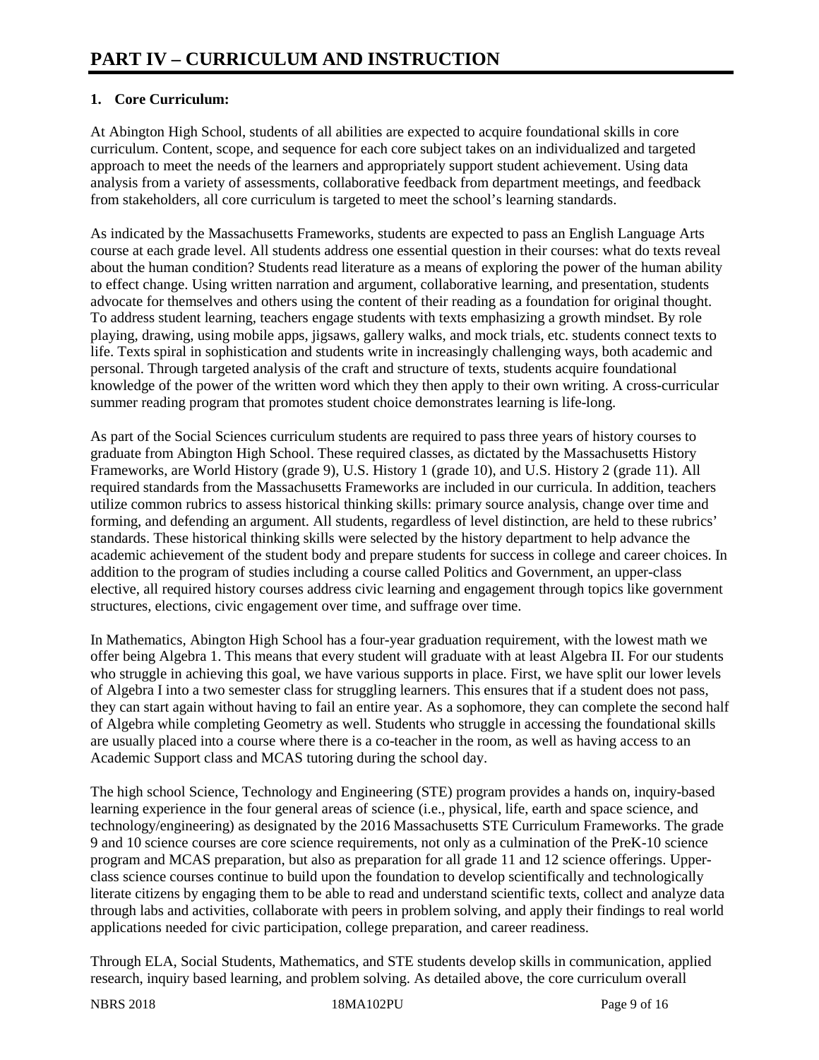# PART IV – CURRICULUM AND INSTRUCTION

## 1. Core Curriculum:

At Abington High School, students of all abilities are expected to acquire foundational skills in core curriculum. Content, scope, and sequence for each core subject takes on an individualized and targeted approach to meet the needs of the learners and appropriately support student achievement. Using data analysis from a variety of assessments, collaborative feedback from department meetings, and feedback from stakeholders, all core curriculum is targeted to meet the school's learning standards.

As indicated by the Massachusetts Frameworks, students are expected to pass an English Language Arts course at each grade level. All students address one essential question in their courses: what do texts reveal about the human condition? Students read literature as a means of exploring the power of the human ability to effect change. Using written narration and argument, collaborative learning, and presentation, students advocate for themselves and others using the content of their reading as a foundation for original thought. To address student learning, teachers engage students with texts emphasizing a growth mindset. By role playing, drawing, using mobile apps, jigsaws, gallery walks, and mock trials, etc. students connect texts to life. Texts spiral in sophistication and students write in increasingly challenging ways, both academic and personal. Through targeted analysis of the craft and structure of texts, students acquire foundational knowledge of the power of the written word which they then apply to their own writing. A cross-curricular summer reading program that promotes student choice demonstrates learning is life-long.

As part of the Social Sciences curriculum students are required to pass three years of history courses to graduate from Abington High School. These required classes, as dictated by the Massachusetts History Frameworks, are World History (grade 9), U.S. History 1 (grade 10), and U.S. History 2 (grade 11). All required standards from the Massachusetts Frameworks are included in our curricula. In addition, teachers utilize common rubrics to assess historical thinking skills: primary source analysis, change over time and forming, and defending an argument. All students, regardless of level distinction, are held to these rubrics' standards. These historical thinking skills were selected by the history department to help advance the academic achievement of the student body and prepare students for success in college and career choices. In addition to the program of studies including a course called Politics and Government, an upper-class elective, all required history courses address civic learning and engagement through topics like government structures, elections, civic engagement over time, and suffrage over time.

In Mathematics, Abington High School has a four-year graduation requirement, with the lowest math we offer being Algebra 1. This means that every student will graduate with at least Algebra II. For our students who struggle in achieving this goal, we have various supports in place. First, we have split our lower levels of Algebra I into a two semester class for struggling learners. This ensures that if a student does not pass, they can start again without having to fail an entire year. As a sophomore, they can complete the second half of Algebra while completing Geometry as well. Students who struggle in accessing the foundational skills are usually placed into a course where there is a co-teacher in the room, as well as having access to an Academic Support class and MCAS tutoring during the school day.

The high school Science, Technology and Engineering (STE) program provides a hands on, inquiry-based learning experience in the four general areas of science (i.e., physical, life, earth and space science, and technology/engineering) as designated by the 2016 Massachusetts STE Curriculum Frameworks. The grade 9 and 10 science courses are core science requirements, not only as a culmination of the PreK-10 science program and MCAS preparation, but also as preparation for all grade 11 and 12 science offerings. Upper-class science courses continue to build upon the foundation to develop scientifically and technologically literate citizens by engaging them to be able to read and understand scientific texts, collect and analyze data through labs and activities, collaborate with peers in problem solving, and apply their findings to real world applications needed for civic participation, college preparation, and career readiness.

Through ELA, Social Students, Mathematics, and STE students develop skills in communication, applied research, inquiry based learning, and problem solving. As detailed above, the core curriculum overall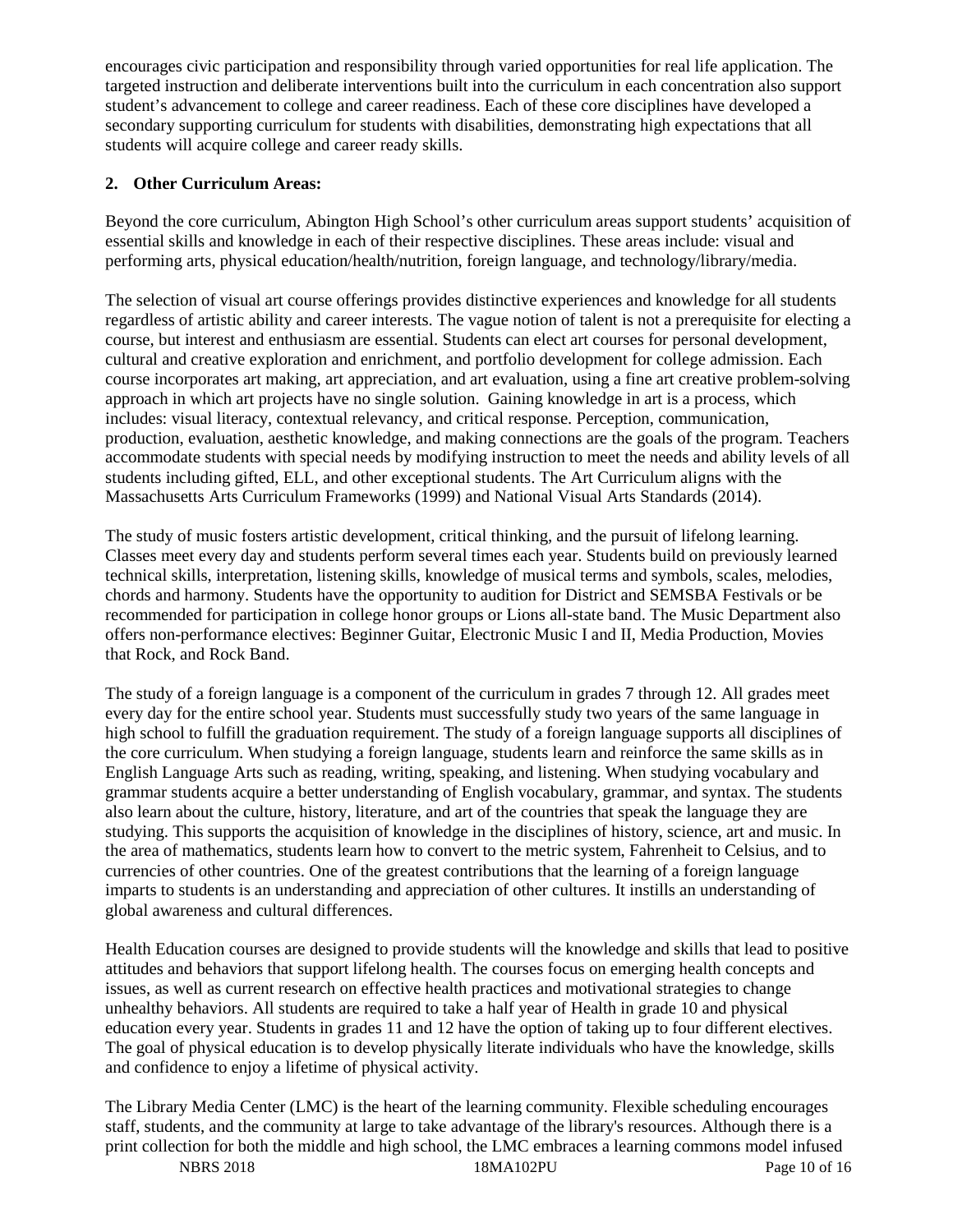encourages civic participation and responsibility through varied opportunities for real life application. The targeted instruction and deliberate interventions built into the curriculum in each concentration also support student's advancement to college and career readiness. Each of these core disciplines have developed a secondary supporting curriculum for students with disabilities, demonstrating high expectations that all students will acquire college and career ready skills.

**2. Other Curriculum Areas:**

Beyond the core curriculum, Abington High School's other curriculum areas support students' acquisition of essential skills and knowledge in each of their respective disciplines. These areas include: visual and performing arts, physical education/health/nutrition, foreign language, and technology/library/media.

The selection of visual art course offerings provides distinctive experiences and knowledge for all students regardless of artistic ability and career interests. The vague notion of talent is not a prerequisite for electing a course, but interest and enthusiasm are essential. Students can elect art courses for personal development, cultural and creative exploration and enrichment, and portfolio development for college admission. Each course incorporates art making, art appreciation, and art evaluation, using a fine art creative problem-solving approach in which art projects have no single solution. Gaining knowledge in art is a process, which includes: visual literacy, contextual relevancy, and critical response. Perception, communication, production, evaluation, aesthetic knowledge, and making connections are the goals of the program. Teachers accommodate students with special needs by modifying instruction to meet the needs and ability levels of all students including gifted, ELL, and other exceptional students. The Art Curriculum aligns with the Massachusetts Arts Curriculum Frameworks (1999) and National Visual Arts Standards (2014).

The study of music fosters artistic development, critical thinking, and the pursuit of lifelong learning. Classes meet every day and students perform several times each year. Students build on previously learned technical skills, interpretation, listening skills, knowledge of musical terms and symbols, scales, melodies, chords and harmony. Students have the opportunity to audition for District and SEMSBA Festivals or be recommended for participation in college honor groups or Lions all-state band. The Music Department also offers non-performance electives: Beginner Guitar, Electronic Music I and II, Media Production, Movies that Rock, and Rock Band.

The study of a foreign language is a component of the curriculum in grades 7 through 12. All grades meet every day for the entire school year. Students must successfully study two years of the same language in high school to fulfill the graduation requirement. The study of a foreign language supports all disciplines of the core curriculum. When studying a foreign language, students learn and reinforce the same skills as in English Language Arts such as reading, writing, speaking, and listening. When studying vocabulary and grammar students acquire a better understanding of English vocabulary, grammar, and syntax. The students also learn about the culture, history, literature, and art of the countries that speak the language they are studying. This supports the acquisition of knowledge in the disciplines of history, science, art and music. In the area of mathematics, students learn how to convert to the metric system, Fahrenheit to Celsius, and to currencies of other countries. One of the greatest contributions that the learning of a foreign language imparts to students is an understanding and appreciation of other cultures. It instills an understanding of global awareness and cultural differences.

Health Education courses are designed to provide students will the knowledge and skills that lead to positive attitudes and behaviors that support lifelong health. The courses focus on emerging health concepts and issues, as well as current research on effective health practices and motivational strategies to change unhealthy behaviors. All students are required to take a half year of Health in grade 10 and physical education every year. Students in grades 11 and 12 have the option of taking up to four different electives. The goal of physical education is to develop physically literate individuals who have the knowledge, skills and confidence to enjoy a lifetime of physical activity.

The Library Media Center (LMC) is the heart of the learning community. Flexible scheduling encourages staff, students, and the community at large to take advantage of the library's resources. Although there is a print collection for both the middle and high school, the LMC embraces a learning commons model infused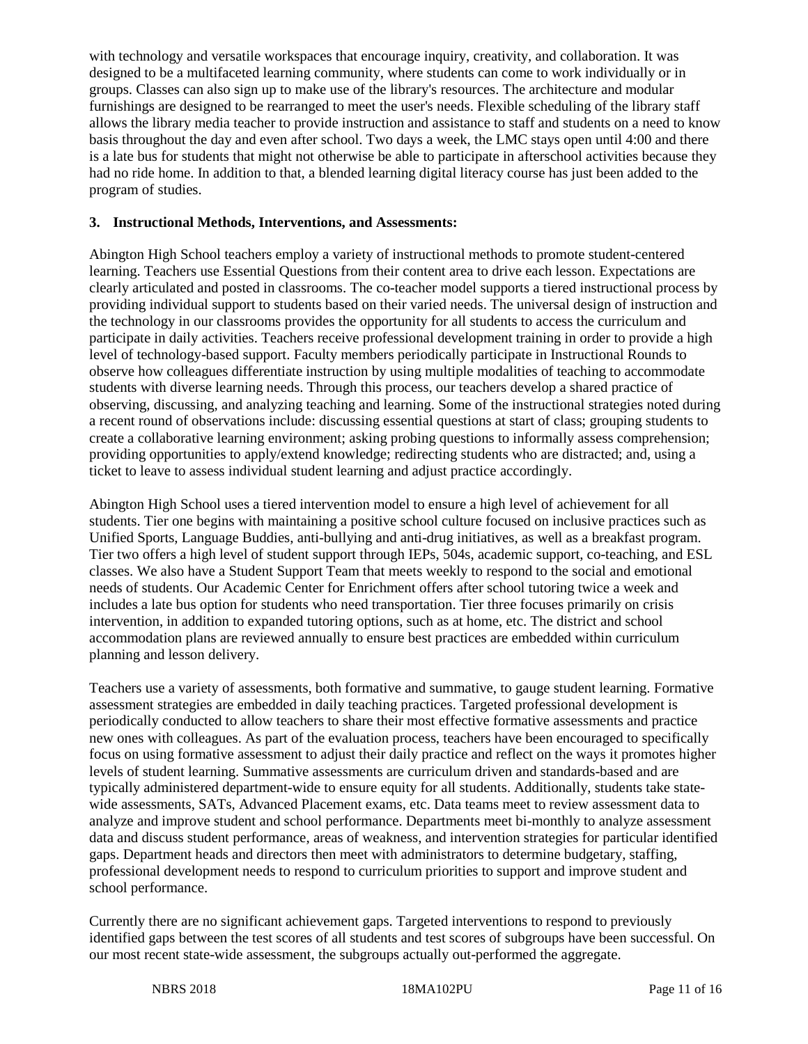with technology and versatile workspaces that encourage inquiry, creativity, and collaboration. It was designed to be a multifaceted learning community, where students can come to work individually or in groups. Classes can also sign up to make use of the library's resources. The architecture and modular furnishings are designed to be rearranged to meet the user's needs. Flexible scheduling of the library staff allows the library media teacher to provide instruction and assistance to staff and students on a need to know basis throughout the day and even after school. Two days a week, the LMC stays open until 4:00 and there is a late bus for students that might not otherwise be able to participate in afterschool activities because they had no ride home. In addition to that, a blended learning digital literacy course has just been added to the program of studies.

### 3. Instructional Methods, Interventions, and Assessments:

Abington High School teachers employ a variety of instructional methods to promote student-centered learning. Teachers use Essential Questions from their content area to drive each lesson. Expectations are clearly articulated and posted in classrooms. The co-teacher model supports a tiered instructional process by providing individual support to students based on their varied needs. The universal design of instruction and the technology in our classrooms provides the opportunity for all students to access the curriculum and participate in daily activities. Teachers receive professional development training in order to provide a high level of technology-based support. Faculty members periodically participate in Instructional Rounds to observe how colleagues differentiate instruction by using multiple modalities of teaching to accommodate students with diverse learning needs. Through this process, our teachers develop a shared practice of observing, discussing, and analyzing teaching and learning. Some of the instructional strategies noted during a recent round of observations include: discussing essential questions at start of class; grouping students to create a collaborative learning environment; asking probing questions to informally assess comprehension; providing opportunities to apply/extend knowledge; redirecting students who are distracted; and, using a ticket to leave to assess individual student learning and adjust practice accordingly.

Abington High School uses a tiered intervention model to ensure a high level of achievement for all students. Tier one begins with maintaining a positive school culture focused on inclusive practices such as Unified Sports, Language Buddies, anti-bullying and anti-drug initiatives, as well as a breakfast program. Tier two offers a high level of student support through IEPs, 504s, academic support, co-teaching, and ESL classes. We also have a Student Support Team that meets weekly to respond to the social and emotional needs of students. Our Academic Center for Enrichment offers after school tutoring twice a week and includes a late bus option for students who need transportation. Tier three focuses primarily on crisis intervention, in addition to expanded tutoring options, such as at home, etc. The district and school accommodation plans are reviewed annually to ensure best practices are embedded within curriculum planning and lesson delivery.

Teachers use a variety of assessments, both formative and summative, to gauge student learning. Formative assessment strategies are embedded in daily teaching practices. Targeted professional development is periodically conducted to allow teachers to share their most effective formative assessments and practice new ones with colleagues. As part of the evaluation process, teachers have been encouraged to specifically focus on using formative assessment to adjust their daily practice and reflect on the ways it promotes higher levels of student learning. Summative assessments are curriculum driven and standards-based and are typically administered department-wide to ensure equity for all students. Additionally, students take state-wide assessments, SATs, Advanced Placement exams, etc. Data teams meet to review assessment data to analyze and improve student and school performance. Departments meet bi-monthly to analyze assessment data and discuss student performance, areas of weakness, and intervention strategies for particular identified gaps. Department heads and directors then meet with administrators to determine budgetary, staffing, professional development needs to respond to curriculum priorities to support and improve student and school performance.

Currently there are no significant achievement gaps. Targeted interventions to respond to previously identified gaps between the test scores of all students and test scores of subgroups have been successful. On our most recent state-wide assessment, the subgroups actually out-performed the aggregate.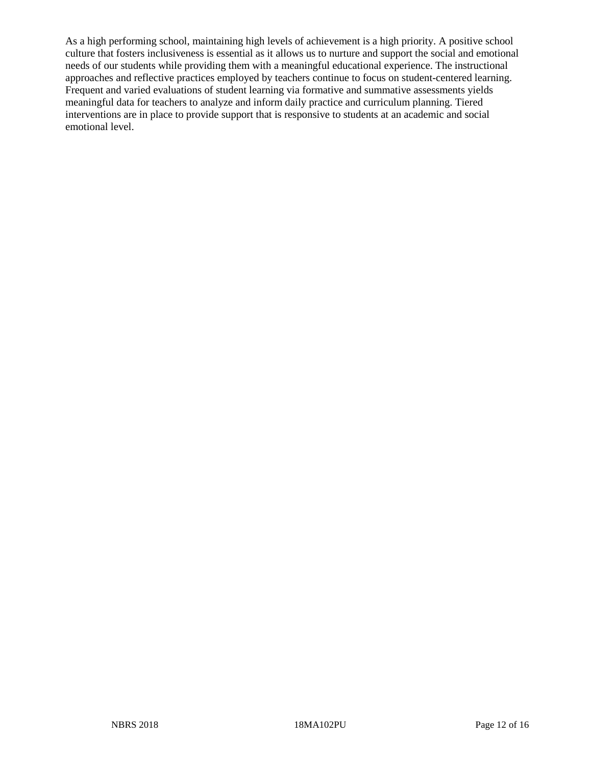As a high performing school, maintaining high levels of achievement is a high priority. A positive school culture that fosters inclusiveness is essential as it allows us to nurture and support the social and emotional needs of our students while providing them with a meaningful educational experience. The instructional approaches and reflective practices employed by teachers continue to focus on student-centered learning. Frequent and varied evaluations of student learning via formative and summative assessments yields meaningful data for teachers to analyze and inform daily practice and curriculum planning. Tiered interventions are in place to provide support that is responsive to students at an academic and social emotional level.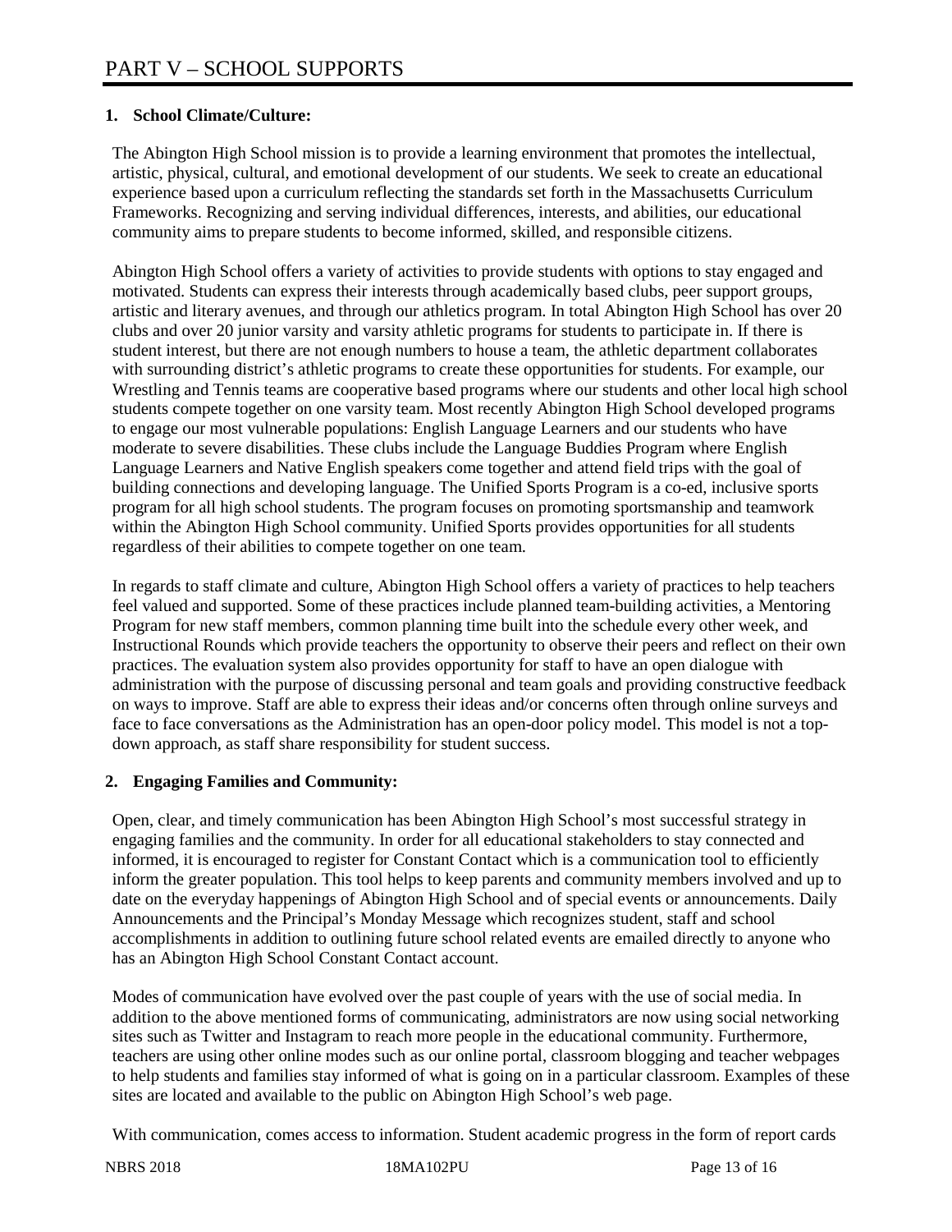# PART V – SCHOOL SUPPORTS

**1. School Climate/Culture:**

The Abington High School mission is to provide a learning environment that promotes the intellectual, artistic, physical, cultural, and emotional development of our students. We seek to create an educational experience based upon a curriculum reflecting the standards set forth in the Massachusetts Curriculum Frameworks. Recognizing and serving individual differences, interests, and abilities, our educational community aims to prepare students to become informed, skilled, and responsible citizens.

Abington High School offers a variety of activities to provide students with options to stay engaged and motivated. Students can express their interests through academically based clubs, peer support groups, artistic and literary avenues, and through our athletics program. In total Abington High School has over 20 clubs and over 20 junior varsity and varsity athletic programs for students to participate in. If there is student interest, but there are not enough numbers to house a team, the athletic department collaborates with surrounding district's athletic programs to create these opportunities for students. For example, our Wrestling and Tennis teams are cooperative based programs where our students and other local high school students compete together on one varsity team. Most recently Abington High School developed programs to engage our most vulnerable populations: English Language Learners and our students who have moderate to severe disabilities. These clubs include the Language Buddies Program where English Language Learners and Native English speakers come together and attend field trips with the goal of building connections and developing language. The Unified Sports Program is a co-ed, inclusive sports program for all high school students. The program focuses on promoting sportsmanship and teamwork within the Abington High School community. Unified Sports provides opportunities for all students regardless of their abilities to compete together on one team.

In regards to staff climate and culture, Abington High School offers a variety of practices to help teachers feel valued and supported. Some of these practices include planned team-building activities, a Mentoring Program for new staff members, common planning time built into the schedule every other week, and Instructional Rounds which provide teachers the opportunity to observe their peers and reflect on their own practices. The evaluation system also provides opportunity for staff to have an open dialogue with administration with the purpose of discussing personal and team goals and providing constructive feedback on ways to improve. Staff are able to express their ideas and/or concerns often through online surveys and face to face conversations as the Administration has an open-door policy model. This model is not a top-down approach, as staff share responsibility for student success.

**2. Engaging Families and Community:**

Open, clear, and timely communication has been Abington High School's most successful strategy in engaging families and the community. In order for all educational stakeholders to stay connected and informed, it is encouraged to register for Constant Contact which is a communication tool to efficiently inform the greater population. This tool helps to keep parents and community members involved and up to date on the everyday happenings of Abington High School and of special events or announcements. Daily Announcements and the Principal's Monday Message which recognizes student, staff and school accomplishments in addition to outlining future school related events are emailed directly to anyone who has an Abington High School Constant Contact account.

Modes of communication have evolved over the past couple of years with the use of social media. In addition to the above mentioned forms of communicating, administrators are now using social networking sites such as Twitter and Instagram to reach more people in the educational community. Furthermore, teachers are using other online modes such as our online portal, classroom blogging and teacher webpages to help students and families stay informed of what is going on in a particular classroom. Examples of these sites are located and available to the public on Abington High School's web page.

With communication, comes access to information. Student academic progress in the form of report cards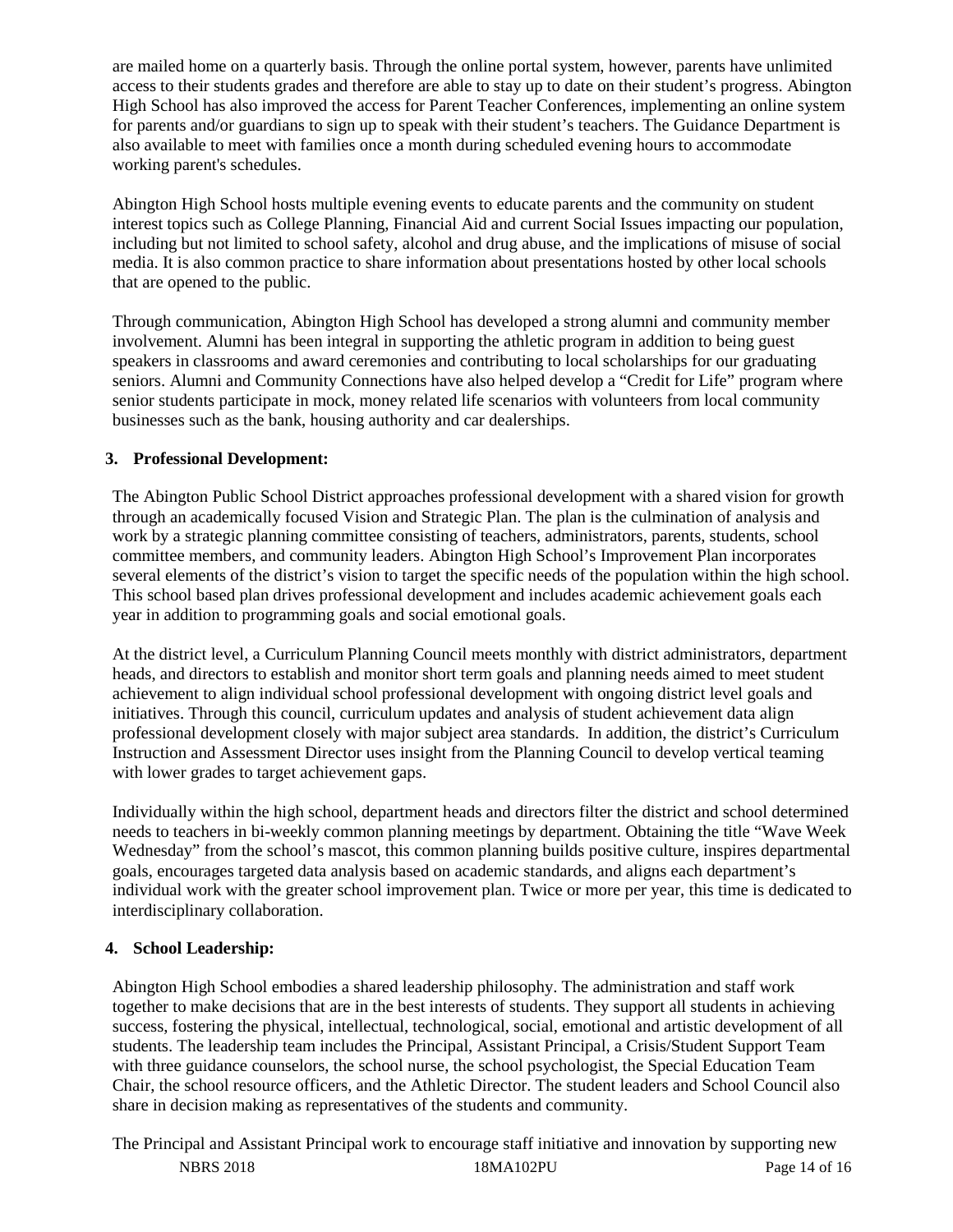are mailed home on a quarterly basis. Through the online portal system, however, parents have unlimited access to their students grades and therefore are able to stay up to date on their student's progress. Abington High School has also improved the access for Parent Teacher Conferences, implementing an online system for parents and/or guardians to sign up to speak with their student's teachers. The Guidance Department is also available to meet with families once a month during scheduled evening hours to accommodate working parent's schedules.

Abington High School hosts multiple evening events to educate parents and the community on student interest topics such as College Planning, Financial Aid and current Social Issues impacting our population, including but not limited to school safety, alcohol and drug abuse, and the implications of misuse of social media. It is also common practice to share information about presentations hosted by other local schools that are opened to the public.

Through communication, Abington High School has developed a strong alumni and community member involvement. Alumni has been integral in supporting the athletic program in addition to being guest speakers in classrooms and award ceremonies and contributing to local scholarships for our graduating seniors. Alumni and Community Connections have also helped develop a "Credit for Life" program where senior students participate in mock, money related life scenarios with volunteers from local community businesses such as the bank, housing authority and car dealerships.

**3. Professional Development:**

The Abington Public School District approaches professional development with a shared vision for growth through an academically focused Vision and Strategic Plan. The plan is the culmination of analysis and work by a strategic planning committee consisting of teachers, administrators, parents, students, school committee members, and community leaders. Abington High School's Improvement Plan incorporates several elements of the district's vision to target the specific needs of the population within the high school. This school based plan drives professional development and includes academic achievement goals each year in addition to programming goals and social emotional goals.

At the district level, a Curriculum Planning Council meets monthly with district administrators, department heads, and directors to establish and monitor short term goals and planning needs aimed to meet student achievement to align individual school professional development with ongoing district level goals and initiatives. Through this council, curriculum updates and analysis of student achievement data align professional development closely with major subject area standards. In addition, the district's Curriculum Instruction and Assessment Director uses insight from the Planning Council to develop vertical teaming with lower grades to target achievement gaps.

Individually within the high school, department heads and directors filter the district and school determined needs to teachers in bi-weekly common planning meetings by department. Obtaining the title "Wave Week Wednesday" from the school's mascot, this common planning builds positive culture, inspires departmental goals, encourages targeted data analysis based on academic standards, and aligns each department's individual work with the greater school improvement plan. Twice or more per year, this time is dedicated to interdisciplinary collaboration.

**4. School Leadership:**

Abington High School embodies a shared leadership philosophy. The administration and staff work together to make decisions that are in the best interests of students. They support all students in achieving success, fostering the physical, intellectual, technological, social, emotional and artistic development of all students. The leadership team includes the Principal, Assistant Principal, a Crisis/Student Support Team with three guidance counselors, the school nurse, the school psychologist, the Special Education Team Chair, the school resource officers, and the Athletic Director. The student leaders and School Council also share in decision making as representatives of the students and community.

The Principal and Assistant Principal work to encourage staff initiative and innovation by supporting new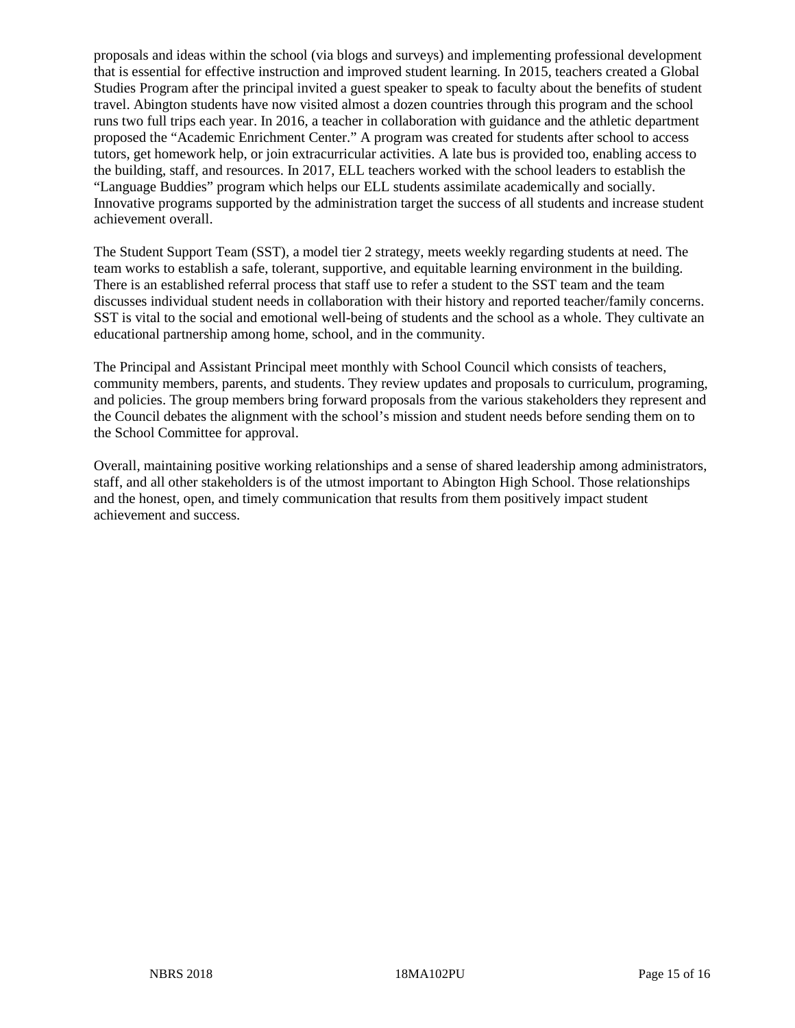proposals and ideas within the school (via blogs and surveys) and implementing professional development that is essential for effective instruction and improved student learning. In 2015, teachers created a Global Studies Program after the principal invited a guest speaker to speak to faculty about the benefits of student travel. Abington students have now visited almost a dozen countries through this program and the school runs two full trips each year. In 2016, a teacher in collaboration with guidance and the athletic department proposed the "Academic Enrichment Center." A program was created for students after school to access tutors, get homework help, or join extracurricular activities. A late bus is provided too, enabling access to the building, staff, and resources. In 2017, ELL teachers worked with the school leaders to establish the "Language Buddies" program which helps our ELL students assimilate academically and socially. Innovative programs supported by the administration target the success of all students and increase student achievement overall.

The Student Support Team (SST), a model tier 2 strategy, meets weekly regarding students at need. The team works to establish a safe, tolerant, supportive, and equitable learning environment in the building. There is an established referral process that staff use to refer a student to the SST team and the team discusses individual student needs in collaboration with their history and reported teacher/family concerns. SST is vital to the social and emotional well-being of students and the school as a whole. They cultivate an educational partnership among home, school, and in the community.

The Principal and Assistant Principal meet monthly with School Council which consists of teachers, community members, parents, and students. They review updates and proposals to curriculum, programing, and policies. The group members bring forward proposals from the various stakeholders they represent and the Council debates the alignment with the school's mission and student needs before sending them on to the School Committee for approval.

Overall, maintaining positive working relationships and a sense of shared leadership among administrators, staff, and all other stakeholders is of the utmost important to Abington High School. Those relationships and the honest, open, and timely communication that results from them positively impact student achievement and success.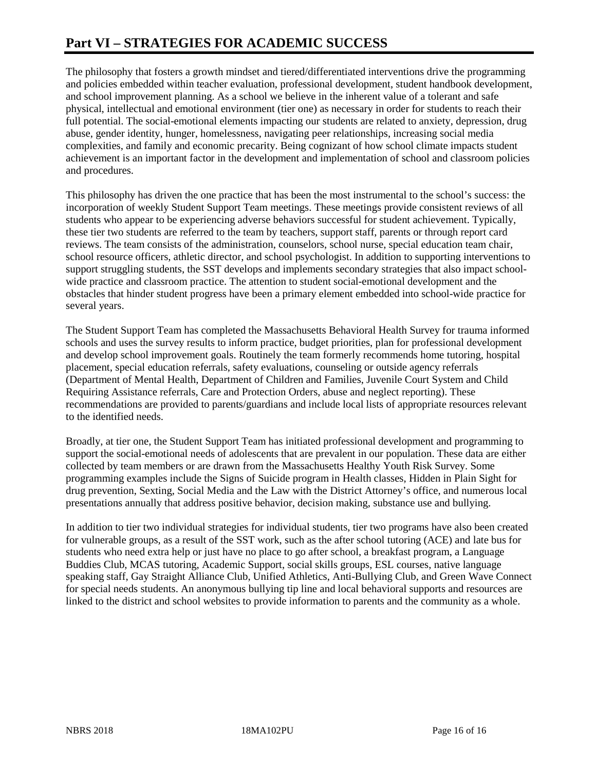# Part VI – STRATEGIES FOR ACADEMIC SUCCESS

The philosophy that fosters a growth mindset and tiered/differentiated interventions drive the programming and policies embedded within teacher evaluation, professional development, student handbook development, and school improvement planning. As a school we believe in the inherent value of a tolerant and safe physical, intellectual and emotional environment (tier one) as necessary in order for students to reach their full potential. The social-emotional elements impacting our students are related to anxiety, depression, drug abuse, gender identity, hunger, homelessness, navigating peer relationships, increasing social media complexities, and family and economic precarity. Being cognizant of how school climate impacts student achievement is an important factor in the development and implementation of school and classroom policies and procedures.

This philosophy has driven the one practice that has been the most instrumental to the school's success: the incorporation of weekly Student Support Team meetings. These meetings provide consistent reviews of all students who appear to be experiencing adverse behaviors successful for student achievement. Typically, these tier two students are referred to the team by teachers, support staff, parents or through report card reviews. The team consists of the administration, counselors, school nurse, special education team chair, school resource officers, athletic director, and school psychologist. In addition to supporting interventions to support struggling students, the SST develops and implements secondary strategies that also impact school-wide practice and classroom practice. The attention to student social-emotional development and the obstacles that hinder student progress have been a primary element embedded into school-wide practice for several years.

The Student Support Team has completed the Massachusetts Behavioral Health Survey for trauma informed schools and uses the survey results to inform practice, budget priorities, plan for professional development and develop school improvement goals. Routinely the team formerly recommends home tutoring, hospital placement, special education referrals, safety evaluations, counseling or outside agency referrals (Department of Mental Health, Department of Children and Families, Juvenile Court System and Child Requiring Assistance referrals, Care and Protection Orders, abuse and neglect reporting). These recommendations are provided to parents/guardians and include local lists of appropriate resources relevant to the identified needs.

Broadly, at tier one, the Student Support Team has initiated professional development and programming to support the social-emotional needs of adolescents that are prevalent in our population. These data are either collected by team members or are drawn from the Massachusetts Healthy Youth Risk Survey. Some programming examples include the Signs of Suicide program in Health classes, Hidden in Plain Sight for drug prevention, Sexting, Social Media and the Law with the District Attorney's office, and numerous local presentations annually that address positive behavior, decision making, substance use and bullying.

In addition to tier two individual strategies for individual students, tier two programs have also been created for vulnerable groups, as a result of the SST work, such as the after school tutoring (ACE) and late bus for students who need extra help or just have no place to go after school, a breakfast program, a Language Buddies Club, MCAS tutoring, Academic Support, social skills groups, ESL courses, native language speaking staff, Gay Straight Alliance Club, Unified Athletics, Anti-Bullying Club, and Green Wave Connect for special needs students. An anonymous bullying tip line and local behavioral supports and resources are linked to the district and school websites to provide information to parents and the community as a whole.